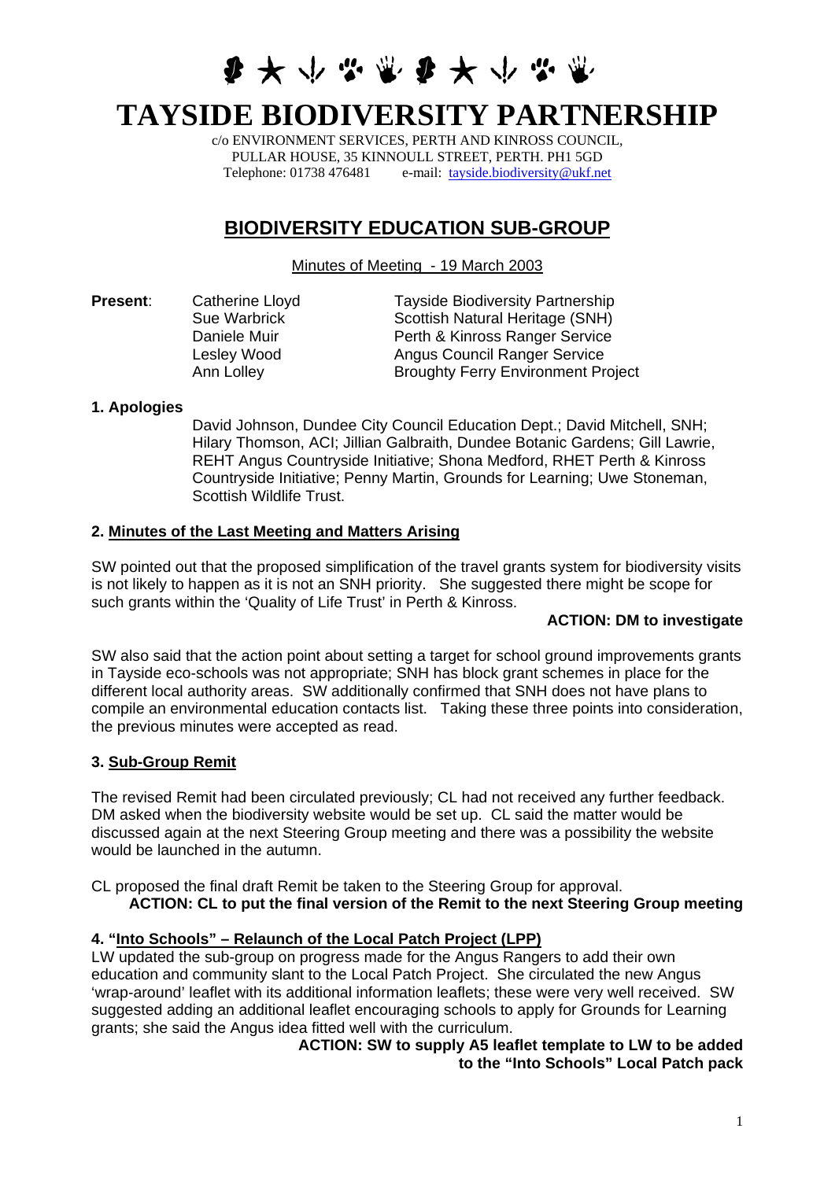# TAYSIDE BIODIVERSITY PARTNERSHIP

c/o ENVIRONMENT SERVICES, PERTH AND KINROSS COUNCIL,
PULLAR HOUSE, 35 KINNOULL STREET, PERTH. PH1 5GD
Telephone: 01738 476481 e-mail: tayside.biodiversity@ukf.net

## BIODIVERSITY EDUCATION SUB-GROUP

Minutes of Meeting - 19 March 2003

| **Present**: | Catherine Lloyd | Tayside Biodiversity Partnership |
|---|---|---|
| | Sue Warbrick | Scottish Natural Heritage (SNH) |
| | Daniele Muir | Perth & Kinross Ranger Service |
| | Lesley Wood | Angus Council Ranger Service |
| | Ann Lolley | Broughty Ferry Environment Project |

**1. Apologies**

David Johnson, Dundee City Council Education Dept.; David Mitchell, SNH; Hilary Thomson, ACI; Jillian Galbraith, Dundee Botanic Gardens; Gill Lawrie, REHT Angus Countryside Initiative; Shona Medford, RHET Perth & Kinross Countryside Initiative; Penny Martin, Grounds for Learning; Uwe Stoneman, Scottish Wildlife Trust.

**2. Minutes of the Last Meeting and Matters Arising**

SW pointed out that the proposed simplification of the travel grants system for biodiversity visits is not likely to happen as it is not an SNH priority. She suggested there might be scope for such grants within the 'Quality of Life Trust' in Perth & Kinross.

**ACTION: DM to investigate**

SW also said that the action point about setting a target for school ground improvements grants in Tayside eco-schools was not appropriate; SNH has block grant schemes in place for the different local authority areas. SW additionally confirmed that SNH does not have plans to compile an environmental education contacts list. Taking these three points into consideration, the previous minutes were accepted as read.

**3. Sub-Group Remit**

The revised Remit had been circulated previously; CL had not received any further feedback. DM asked when the biodiversity website would be set up. CL said the matter would be discussed again at the next Steering Group meeting and there was a possibility the website would be launched in the autumn.

CL proposed the final draft Remit be taken to the Steering Group for approval.

**ACTION: CL to put the final version of the Remit to the next Steering Group meeting**

**4. "Into Schools" – Relaunch of the Local Patch Project (LPP)**

LW updated the sub-group on progress made for the Angus Rangers to add their own education and community slant to the Local Patch Project. She circulated the new Angus 'wrap-around' leaflet with its additional information leaflets; these were very well received. SW suggested adding an additional leaflet encouraging schools to apply for Grounds for Learning grants; she said the Angus idea fitted well with the curriculum.

**ACTION: SW to supply A5 leaflet template to LW to be added to the "Into Schools" Local Patch pack**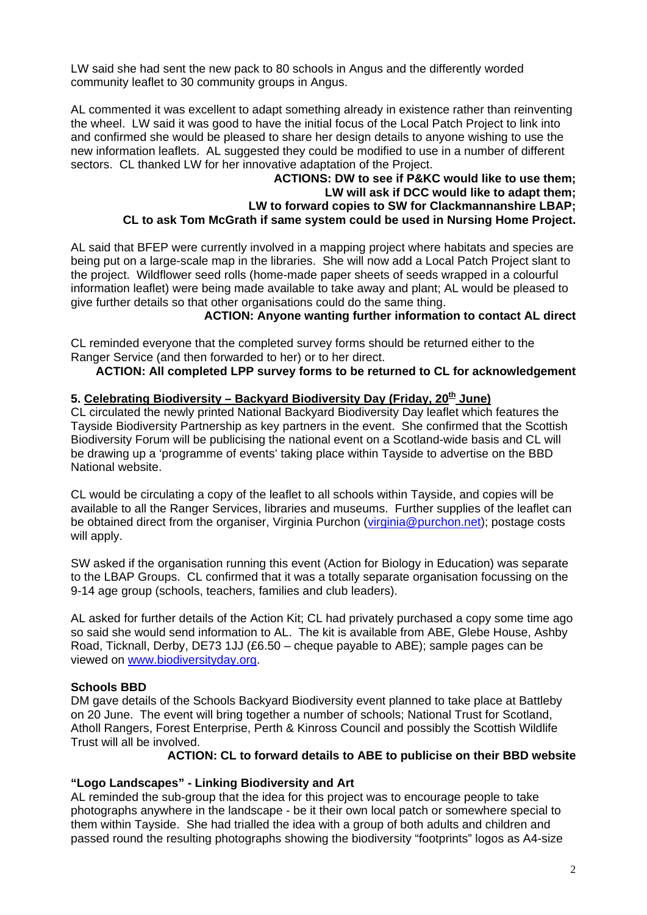LW said she had sent the new pack to 80 schools in Angus and the differently worded community leaflet to 30 community groups in Angus.

AL commented it was excellent to adapt something already in existence rather than reinventing the wheel. LW said it was good to have the initial focus of the Local Patch Project to link into and confirmed she would be pleased to share her design details to anyone wishing to use the new information leaflets. AL suggested they could be modified to use in a number of different sectors. CL thanked LW for her innovative adaptation of the Project.

**ACTIONS: DW to see if P&KC would like to use them;**
**LW will ask if DCC would like to adapt them;**
**LW to forward copies to SW for Clackmannanshire LBAP;**
**CL to ask Tom McGrath if same system could be used in Nursing Home Project.**

AL said that BFEP were currently involved in a mapping project where habitats and species are being put on a large-scale map in the libraries. She will now add a Local Patch Project slant to the project. Wildflower seed rolls (home-made paper sheets of seeds wrapped in a colourful information leaflet) were being made available to take away and plant; AL would be pleased to give further details so that other organisations could do the same thing.

**ACTION: Anyone wanting further information to contact AL direct**

CL reminded everyone that the completed survey forms should be returned either to the Ranger Service (and then forwarded to her) or to her direct.

**ACTION: All completed LPP survey forms to be returned to CL for acknowledgement**

## 5. Celebrating Biodiversity – Backyard Biodiversity Day (Friday, 20th June)

CL circulated the newly printed National Backyard Biodiversity Day leaflet which features the Tayside Biodiversity Partnership as key partners in the event. She confirmed that the Scottish Biodiversity Forum will be publicising the national event on a Scotland-wide basis and CL will be drawing up a 'programme of events' taking place within Tayside to advertise on the BBD National website.

CL would be circulating a copy of the leaflet to all schools within Tayside, and copies will be available to all the Ranger Services, libraries and museums. Further supplies of the leaflet can be obtained direct from the organiser, Virginia Purchon (virginia@purchon.net); postage costs will apply.

SW asked if the organisation running this event (Action for Biology in Education) was separate to the LBAP Groups. CL confirmed that it was a totally separate organisation focussing on the 9-14 age group (schools, teachers, families and club leaders).

AL asked for further details of the Action Kit; CL had privately purchased a copy some time ago so said she would send information to AL. The kit is available from ABE, Glebe House, Ashby Road, Ticknall, Derby, DE73 1JJ (£6.50 – cheque payable to ABE); sample pages can be viewed on www.biodiversityday.org.

### Schools BBD

DM gave details of the Schools Backyard Biodiversity event planned to take place at Battleby on 20 June. The event will bring together a number of schools; National Trust for Scotland, Atholl Rangers, Forest Enterprise, Perth & Kinross Council and possibly the Scottish Wildlife Trust will all be involved.

**ACTION: CL to forward details to ABE to publicise on their BBD website**

### "Logo Landscapes" - Linking Biodiversity and Art

AL reminded the sub-group that the idea for this project was to encourage people to take photographs anywhere in the landscape - be it their own local patch or somewhere special to them within Tayside. She had trialled the idea with a group of both adults and children and passed round the resulting photographs showing the biodiversity "footprints" logos as A4-size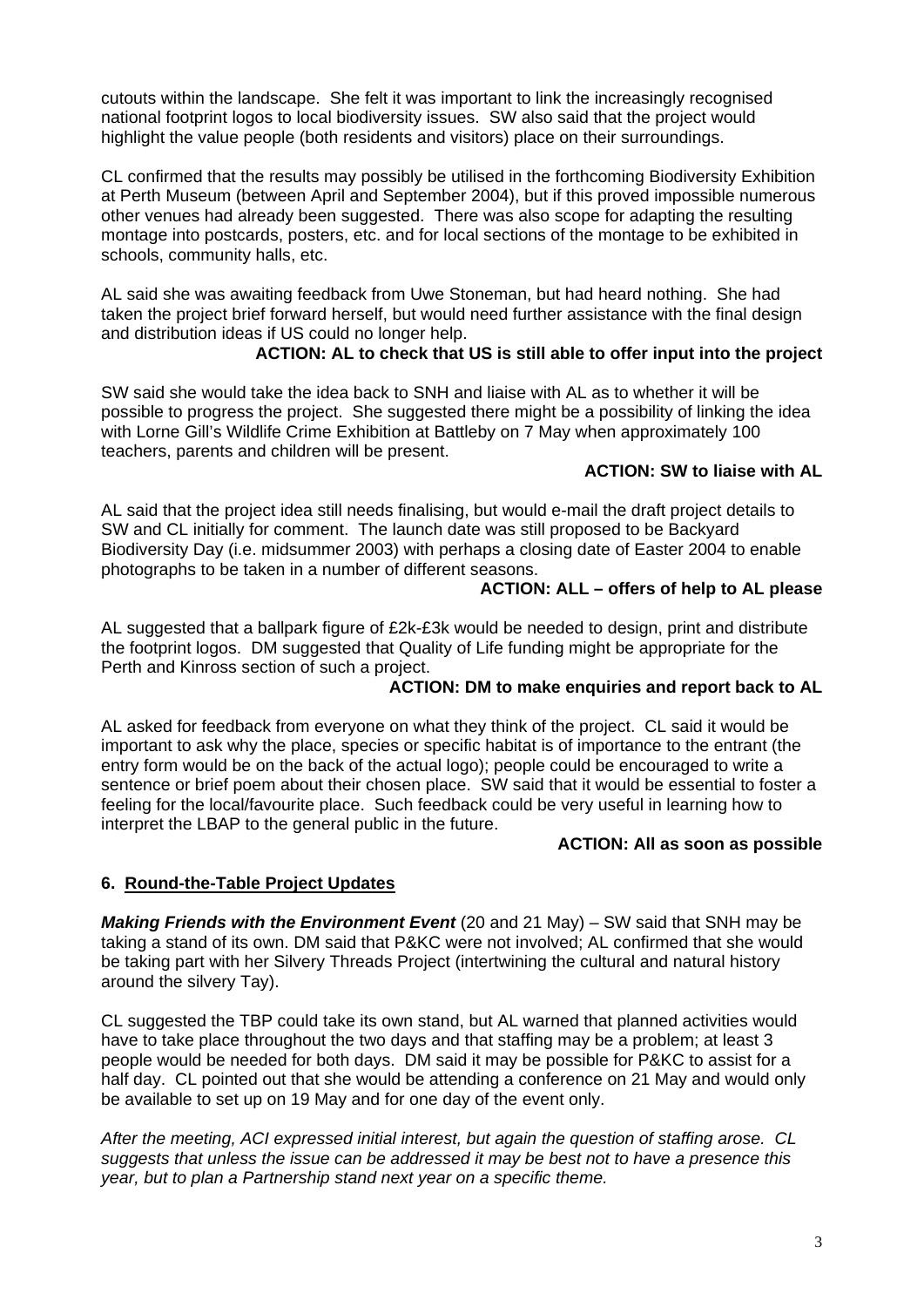cutouts within the landscape. She felt it was important to link the increasingly recognised national footprint logos to local biodiversity issues. SW also said that the project would highlight the value people (both residents and visitors) place on their surroundings.

CL confirmed that the results may possibly be utilised in the forthcoming Biodiversity Exhibition at Perth Museum (between April and September 2004), but if this proved impossible numerous other venues had already been suggested. There was also scope for adapting the resulting montage into postcards, posters, etc. and for local sections of the montage to be exhibited in schools, community halls, etc.

AL said she was awaiting feedback from Uwe Stoneman, but had heard nothing. She had taken the project brief forward herself, but would need further assistance with the final design and distribution ideas if US could no longer help.

**ACTION: AL to check that US is still able to offer input into the project**

SW said she would take the idea back to SNH and liaise with AL as to whether it will be possible to progress the project. She suggested there might be a possibility of linking the idea with Lorne Gill's Wildlife Crime Exhibition at Battleby on 7 May when approximately 100 teachers, parents and children will be present.

**ACTION: SW to liaise with AL**

AL said that the project idea still needs finalising, but would e-mail the draft project details to SW and CL initially for comment. The launch date was still proposed to be Backyard Biodiversity Day (i.e. midsummer 2003) with perhaps a closing date of Easter 2004 to enable photographs to be taken in a number of different seasons.

**ACTION: ALL – offers of help to AL please**

AL suggested that a ballpark figure of £2k-£3k would be needed to design, print and distribute the footprint logos. DM suggested that Quality of Life funding might be appropriate for the Perth and Kinross section of such a project.

**ACTION: DM to make enquiries and report back to AL**

AL asked for feedback from everyone on what they think of the project. CL said it would be important to ask why the place, species or specific habitat is of importance to the entrant (the entry form would be on the back of the actual logo); people could be encouraged to write a sentence or brief poem about their chosen place. SW said that it would be essential to foster a feeling for the local/favourite place. Such feedback could be very useful in learning how to interpret the LBAP to the general public in the future.

**ACTION: All as soon as possible**

## 6. Round-the-Table Project Updates

***Making Friends with the Environment Event*** (20 and 21 May) – SW said that SNH may be taking a stand of its own. DM said that P&KC were not involved; AL confirmed that she would be taking part with her Silvery Threads Project (intertwining the cultural and natural history around the silvery Tay).

CL suggested the TBP could take its own stand, but AL warned that planned activities would have to take place throughout the two days and that staffing may be a problem; at least 3 people would be needed for both days. DM said it may be possible for P&KC to assist for a half day. CL pointed out that she would be attending a conference on 21 May and would only be available to set up on 19 May and for one day of the event only.

*After the meeting, ACI expressed initial interest, but again the question of staffing arose. CL suggests that unless the issue can be addressed it may be best not to have a presence this year, but to plan a Partnership stand next year on a specific theme.*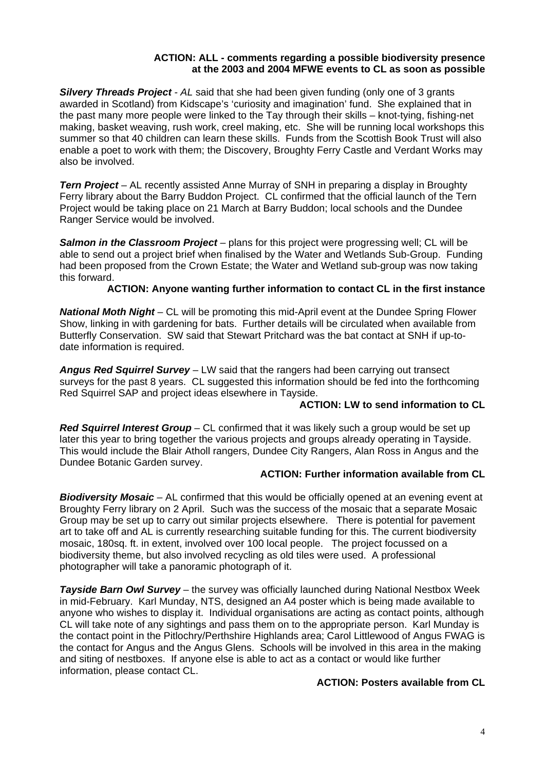**ACTION: ALL - comments regarding a possible biodiversity presence at the 2003 and 2004 MFWE events to CL as soon as possible**

***Silvery Threads Project*** - *AL* said that she had been given funding (only one of 3 grants awarded in Scotland) from Kidscape's 'curiosity and imagination' fund. She explained that in the past many more people were linked to the Tay through their skills – knot-tying, fishing-net making, basket weaving, rush work, creel making, etc. She will be running local workshops this summer so that 40 children can learn these skills. Funds from the Scottish Book Trust will also enable a poet to work with them; the Discovery, Broughty Ferry Castle and Verdant Works may also be involved.

***Tern Project*** – AL recently assisted Anne Murray of SNH in preparing a display in Broughty Ferry library about the Barry Buddon Project. CL confirmed that the official launch of the Tern Project would be taking place on 21 March at Barry Buddon; local schools and the Dundee Ranger Service would be involved.

***Salmon in the Classroom Project*** – plans for this project were progressing well; CL will be able to send out a project brief when finalised by the Water and Wetlands Sub-Group. Funding had been proposed from the Crown Estate; the Water and Wetland sub-group was now taking this forward.

**ACTION: Anyone wanting further information to contact CL in the first instance**

***National Moth Night*** – CL will be promoting this mid-April event at the Dundee Spring Flower Show, linking in with gardening for bats. Further details will be circulated when available from Butterfly Conservation. SW said that Stewart Pritchard was the bat contact at SNH if up-to-date information is required.

***Angus Red Squirrel Survey*** – LW said that the rangers had been carrying out transect surveys for the past 8 years. CL suggested this information should be fed into the forthcoming Red Squirrel SAP and project ideas elsewhere in Tayside.

**ACTION: LW to send information to CL**

***Red Squirrel Interest Group*** – CL confirmed that it was likely such a group would be set up later this year to bring together the various projects and groups already operating in Tayside. This would include the Blair Atholl rangers, Dundee City Rangers, Alan Ross in Angus and the Dundee Botanic Garden survey.

**ACTION: Further information available from CL**

***Biodiversity Mosaic*** – AL confirmed that this would be officially opened at an evening event at Broughty Ferry library on 2 April. Such was the success of the mosaic that a separate Mosaic Group may be set up to carry out similar projects elsewhere. There is potential for pavement art to take off and AL is currently researching suitable funding for this. The current biodiversity mosaic, 180sq. ft. in extent, involved over 100 local people. The project focussed on a biodiversity theme, but also involved recycling as old tiles were used. A professional photographer will take a panoramic photograph of it.

***Tayside Barn Owl Survey*** – the survey was officially launched during National Nestbox Week in mid-February. Karl Munday, NTS, designed an A4 poster which is being made available to anyone who wishes to display it. Individual organisations are acting as contact points, although CL will take note of any sightings and pass them on to the appropriate person. Karl Munday is the contact point in the Pitlochry/Perthshire Highlands area; Carol Littlewood of Angus FWAG is the contact for Angus and the Angus Glens. Schools will be involved in this area in the making and siting of nestboxes. If anyone else is able to act as a contact or would like further information, please contact CL.

**ACTION: Posters available from CL**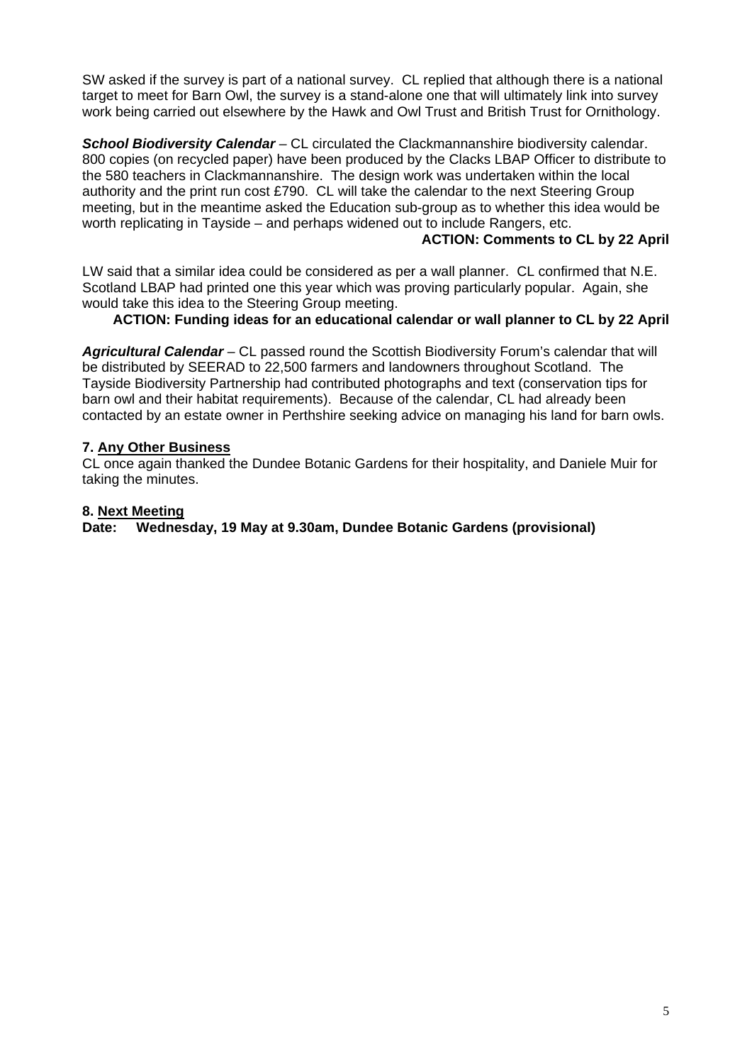SW asked if the survey is part of a national survey. CL replied that although there is a national target to meet for Barn Owl, the survey is a stand-alone one that will ultimately link into survey work being carried out elsewhere by the Hawk and Owl Trust and British Trust for Ornithology.

***School Biodiversity Calendar*** – CL circulated the Clackmannanshire biodiversity calendar. 800 copies (on recycled paper) have been produced by the Clacks LBAP Officer to distribute to the 580 teachers in Clackmannanshire. The design work was undertaken within the local authority and the print run cost £790. CL will take the calendar to the next Steering Group meeting, but in the meantime asked the Education sub-group as to whether this idea would be worth replicating in Tayside – and perhaps widened out to include Rangers, etc.

**ACTION: Comments to CL by 22 April**

LW said that a similar idea could be considered as per a wall planner. CL confirmed that N.E. Scotland LBAP had printed one this year which was proving particularly popular. Again, she would take this idea to the Steering Group meeting.

**ACTION: Funding ideas for an educational calendar or wall planner to CL by 22 April**

***Agricultural Calendar*** – CL passed round the Scottish Biodiversity Forum's calendar that will be distributed by SEERAD to 22,500 farmers and landowners throughout Scotland. The Tayside Biodiversity Partnership had contributed photographs and text (conservation tips for barn owl and their habitat requirements). Because of the calendar, CL had already been contacted by an estate owner in Perthshire seeking advice on managing his land for barn owls.

**7. Any Other Business**

CL once again thanked the Dundee Botanic Gardens for their hospitality, and Daniele Muir for taking the minutes.

**8. Next Meeting**

**Date: Wednesday, 19 May at 9.30am, Dundee Botanic Gardens (provisional)**